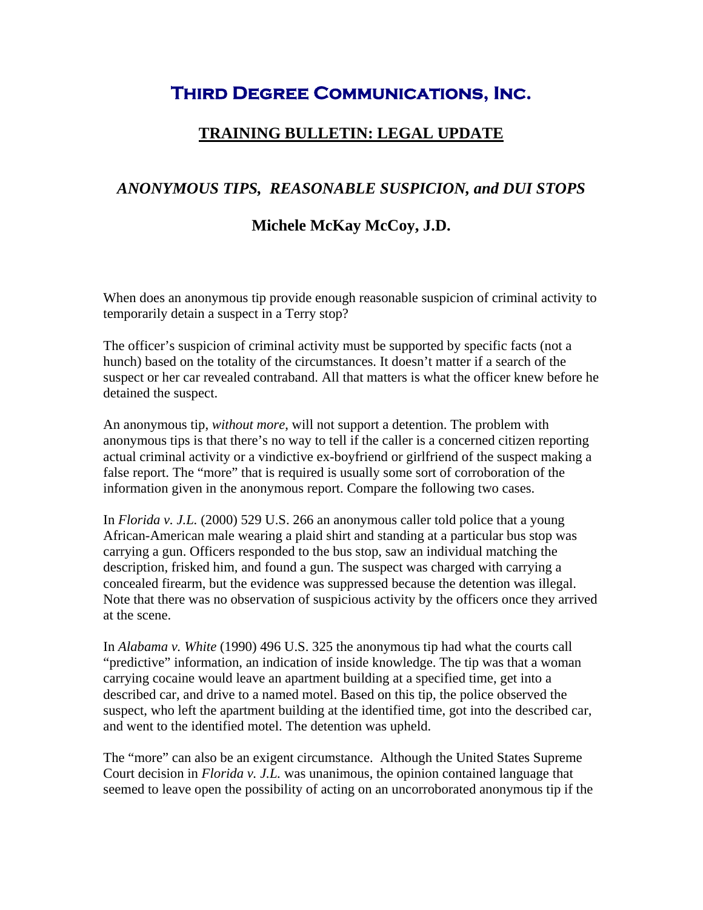# Third Degree Communications, Inc.

## TRAINING BULLETIN: LEGAL UPDATE

### *ANONYMOUS TIPS, REASONABLE SUSPICION, and DUI STOPS*

**Michele McKay McCoy, J.D.**

When does an anonymous tip provide enough reasonable suspicion of criminal activity to temporarily detain a suspect in a Terry stop?

The officer's suspicion of criminal activity must be supported by specific facts (not a hunch) based on the totality of the circumstances. It doesn't matter if a search of the suspect or her car revealed contraband. All that matters is what the officer knew before he detained the suspect.

An anonymous tip, *without more*, will not support a detention. The problem with anonymous tips is that there's no way to tell if the caller is a concerned citizen reporting actual criminal activity or a vindictive ex-boyfriend or girlfriend of the suspect making a false report. The "more" that is required is usually some sort of corroboration of the information given in the anonymous report. Compare the following two cases.

In *Florida v. J.L.* (2000) 529 U.S. 266 an anonymous caller told police that a young African-American male wearing a plaid shirt and standing at a particular bus stop was carrying a gun. Officers responded to the bus stop, saw an individual matching the description, frisked him, and found a gun. The suspect was charged with carrying a concealed firearm, but the evidence was suppressed because the detention was illegal. Note that there was no observation of suspicious activity by the officers once they arrived at the scene.

In *Alabama v. White* (1990) 496 U.S. 325 the anonymous tip had what the courts call "predictive" information, an indication of inside knowledge. The tip was that a woman carrying cocaine would leave an apartment building at a specified time, get into a described car, and drive to a named motel. Based on this tip, the police observed the suspect, who left the apartment building at the identified time, got into the described car, and went to the identified motel. The detention was upheld.

The "more" can also be an exigent circumstance. Although the United States Supreme Court decision in *Florida v. J.L.* was unanimous, the opinion contained language that seemed to leave open the possibility of acting on an uncorroborated anonymous tip if the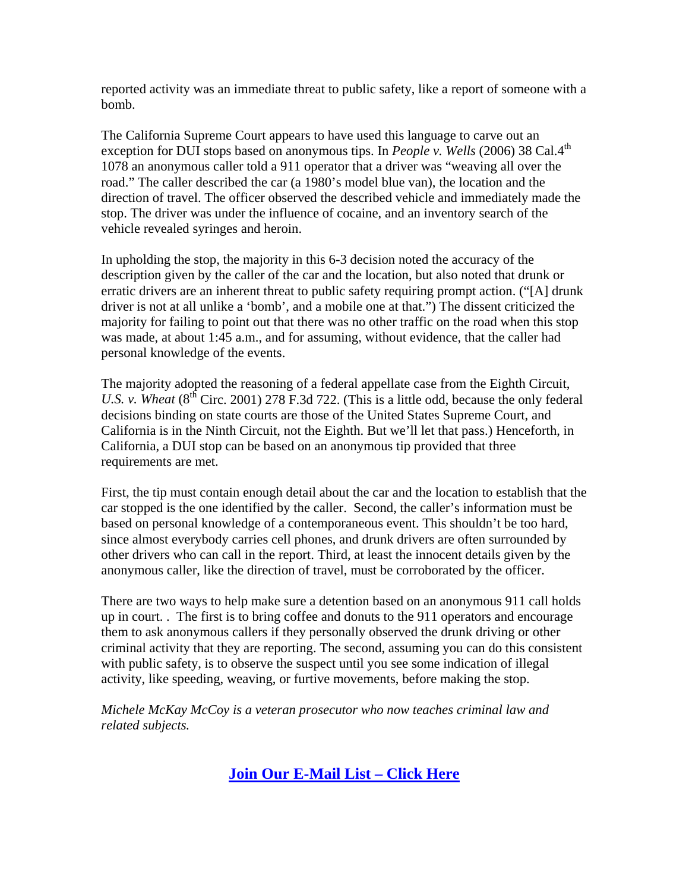reported activity was an immediate threat to public safety, like a report of someone with a bomb.

The California Supreme Court appears to have used this language to carve out an exception for DUI stops based on anonymous tips. In *People v. Wells* (2006) 38 Cal.4th 1078 an anonymous caller told a 911 operator that a driver was "weaving all over the road." The caller described the car (a 1980's model blue van), the location and the direction of travel. The officer observed the described vehicle and immediately made the stop. The driver was under the influence of cocaine, and an inventory search of the vehicle revealed syringes and heroin.

In upholding the stop, the majority in this 6-3 decision noted the accuracy of the description given by the caller of the car and the location, but also noted that drunk or erratic drivers are an inherent threat to public safety requiring prompt action. ("[A] drunk driver is not at all unlike a 'bomb', and a mobile one at that.") The dissent criticized the majority for failing to point out that there was no other traffic on the road when this stop was made, at about 1:45 a.m., and for assuming, without evidence, that the caller had personal knowledge of the events.

The majority adopted the reasoning of a federal appellate case from the Eighth Circuit, *U.S. v. Wheat* (8th Circ. 2001) 278 F.3d 722. (This is a little odd, because the only federal decisions binding on state courts are those of the United States Supreme Court, and California is in the Ninth Circuit, not the Eighth. But we'll let that pass.) Henceforth, in California, a DUI stop can be based on an anonymous tip provided that three requirements are met.

First, the tip must contain enough detail about the car and the location to establish that the car stopped is the one identified by the caller. Second, the caller's information must be based on personal knowledge of a contemporaneous event. This shouldn't be too hard, since almost everybody carries cell phones, and drunk drivers are often surrounded by other drivers who can call in the report. Third, at least the innocent details given by the anonymous caller, like the direction of travel, must be corroborated by the officer.

There are two ways to help make sure a detention based on an anonymous 911 call holds up in court. . The first is to bring coffee and donuts to the 911 operators and encourage them to ask anonymous callers if they personally observed the drunk driving or other criminal activity that they are reporting. The second, assuming you can do this consistent with public safety, is to observe the suspect until you see some indication of illegal activity, like speeding, weaving, or furtive movements, before making the stop.

*Michele McKay McCoy is a veteran prosecutor who now teaches criminal law and related subjects.*

**Join Our E-Mail List – Click Here**